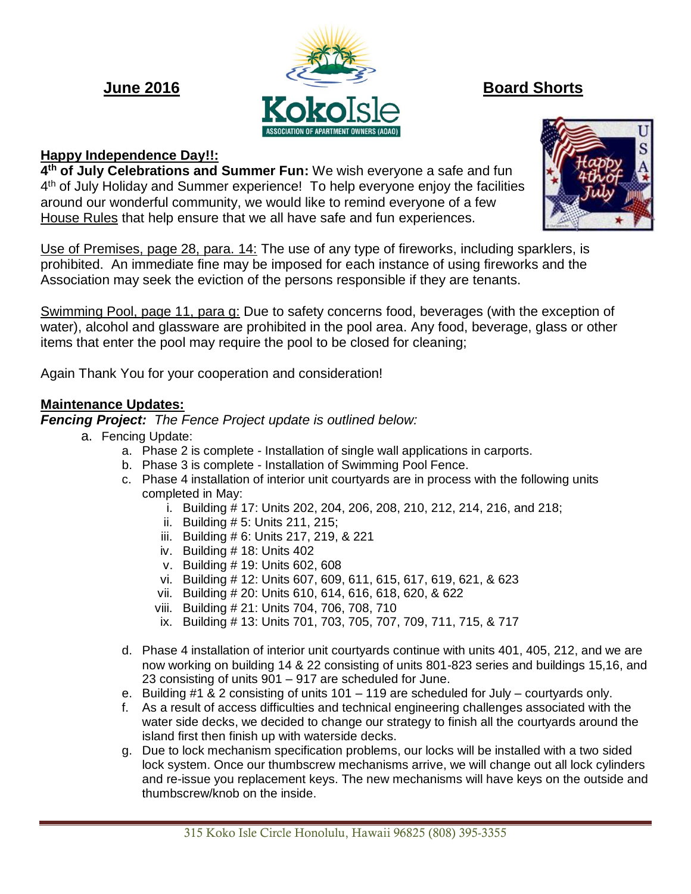**June 2016** **Board Shorts**

KokoIsle
ASSOCIATION OF APARTMENT OWNERS (AOAO)

## Happy Independence Day!!:

**4th of July Celebrations and Summer Fun:** We wish everyone a safe and fun 4th of July Holiday and Summer experience! To help everyone enjoy the facilities around our wonderful community, we would like to remind everyone of a few House Rules that help ensure that we all have safe and fun experiences.

Use of Premises, page 28, para. 14: The use of any type of fireworks, including sparklers, is prohibited. An immediate fine may be imposed for each instance of using fireworks and the Association may seek the eviction of the persons responsible if they are tenants.

Swimming Pool, page 11, para g: Due to safety concerns food, beverages (with the exception of water), alcohol and glassware are prohibited in the pool area. Any food, beverage, glass or other items that enter the pool may require the pool to be closed for cleaning;

Again Thank You for your cooperation and consideration!

## Maintenance Updates:

***Fencing Project:*** *The Fence Project update is outlined below:*

a. Fencing Update:
   a. Phase 2 is complete - Installation of single wall applications in carports.
   b. Phase 3 is complete - Installation of Swimming Pool Fence.
   c. Phase 4 installation of interior unit courtyards are in process with the following units completed in May:
      i. Building # 17: Units 202, 204, 206, 208, 210, 212, 214, 216, and 218;
      ii. Building # 5: Units 211, 215;
      iii. Building # 6: Units 217, 219, & 221
      iv. Building # 18: Units 402
      v. Building # 19: Units 602, 608
      vi. Building # 12: Units 607, 609, 611, 615, 617, 619, 621, & 623
      vii. Building # 20: Units 610, 614, 616, 618, 620, & 622
      viii. Building # 21: Units 704, 706, 708, 710
      ix. Building # 13: Units 701, 703, 705, 707, 709, 711, 715, & 717
   d. Phase 4 installation of interior unit courtyards continue with units 401, 405, 212, and we are now working on building 14 & 22 consisting of units 801-823 series and buildings 15,16, and 23 consisting of units 901 – 917 are scheduled for June.
   e. Building #1 & 2 consisting of units 101 – 119 are scheduled for July – courtyards only.
   f. As a result of access difficulties and technical engineering challenges associated with the water side decks, we decided to change our strategy to finish all the courtyards around the island first then finish up with waterside decks.
   g. Due to lock mechanism specification problems, our locks will be installed with a two sided lock system. Once our thumbscrew mechanisms arrive, we will change out all lock cylinders and re-issue you replacement keys. The new mechanisms will have keys on the outside and thumbscrew/knob on the inside.

315 Koko Isle Circle Honolulu, Hawaii 96825 (808) 395-3355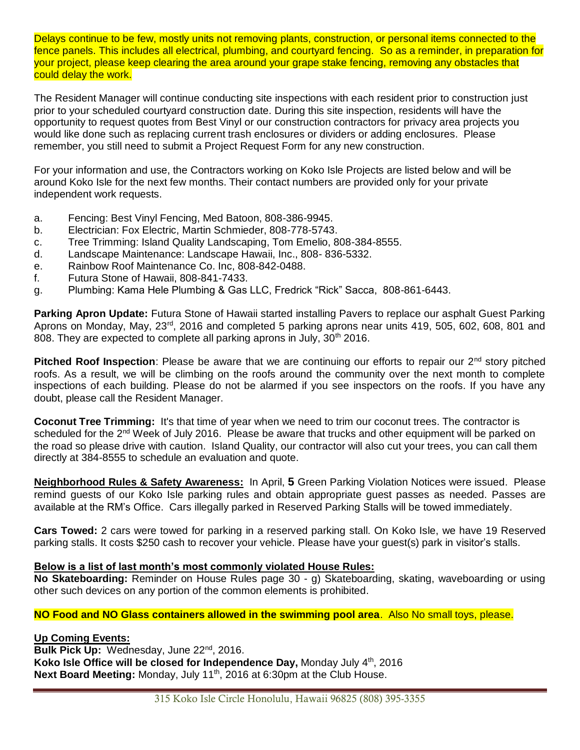Delays continue to be few, mostly units not removing plants, construction, or personal items connected to the fence panels. This includes all electrical, plumbing, and courtyard fencing. So as a reminder, in preparation for your project, please keep clearing the area around your grape stake fencing, removing any obstacles that could delay the work.

The Resident Manager will continue conducting site inspections with each resident prior to construction just prior to your scheduled courtyard construction date. During this site inspection, residents will have the opportunity to request quotes from Best Vinyl or our construction contractors for privacy area projects you would like done such as replacing current trash enclosures or dividers or adding enclosures. Please remember, you still need to submit a Project Request Form for any new construction.

For your information and use, the Contractors working on Koko Isle Projects are listed below and will be around Koko Isle for the next few months. Their contact numbers are provided only for your private independent work requests.

a. Fencing: Best Vinyl Fencing, Med Batoon, 808-386-9945.
b. Electrician: Fox Electric, Martin Schmieder, 808-778-5743.
c. Tree Trimming: Island Quality Landscaping, Tom Emelio, 808-384-8555.
d. Landscape Maintenance: Landscape Hawaii, Inc., 808- 836-5332.
e. Rainbow Roof Maintenance Co. Inc, 808-842-0488.
f. Futura Stone of Hawaii, 808-841-7433.
g. Plumbing: Kama Hele Plumbing & Gas LLC, Fredrick "Rick" Sacca, 808-861-6443.

**Parking Apron Update:** Futura Stone of Hawaii started installing Pavers to replace our asphalt Guest Parking Aprons on Monday, May, 23rd, 2016 and completed 5 parking aprons near units 419, 505, 602, 608, 801 and 808. They are expected to complete all parking aprons in July, 30th 2016.

**Pitched Roof Inspection**: Please be aware that we are continuing our efforts to repair our 2nd story pitched roofs. As a result, we will be climbing on the roofs around the community over the next month to complete inspections of each building. Please do not be alarmed if you see inspectors on the roofs. If you have any doubt, please call the Resident Manager.

**Coconut Tree Trimming:** It's that time of year when we need to trim our coconut trees. The contractor is scheduled for the 2nd Week of July 2016. Please be aware that trucks and other equipment will be parked on the road so please drive with caution. Island Quality, our contractor will also cut your trees, you can call them directly at 384-8555 to schedule an evaluation and quote.

**Neighborhood Rules & Safety Awareness:** In April, **5** Green Parking Violation Notices were issued. Please remind guests of our Koko Isle parking rules and obtain appropriate guest passes as needed. Passes are available at the RM's Office. Cars illegally parked in Reserved Parking Stalls will be towed immediately.

**Cars Towed:** 2 cars were towed for parking in a reserved parking stall. On Koko Isle, we have 19 Reserved parking stalls. It costs $250 cash to recover your vehicle. Please have your guest(s) park in visitor's stalls.

**Below is a list of last month's most commonly violated House Rules:**

**No Skateboarding:** Reminder on House Rules page 30 - g) Skateboarding, skating, waveboarding or using other such devices on any portion of the common elements is prohibited.

**NO Food and NO Glass containers allowed in the swimming pool area**. Also No small toys, please.

**Up Coming Events:**

**Bulk Pick Up:** Wednesday, June 22nd, 2016.
**Koko Isle Office will be closed for Independence Day,** Monday July 4th, 2016
**Next Board Meeting:** Monday, July 11th, 2016 at 6:30pm at the Club House.

315 Koko Isle Circle Honolulu, Hawaii 96825 (808) 395-3355